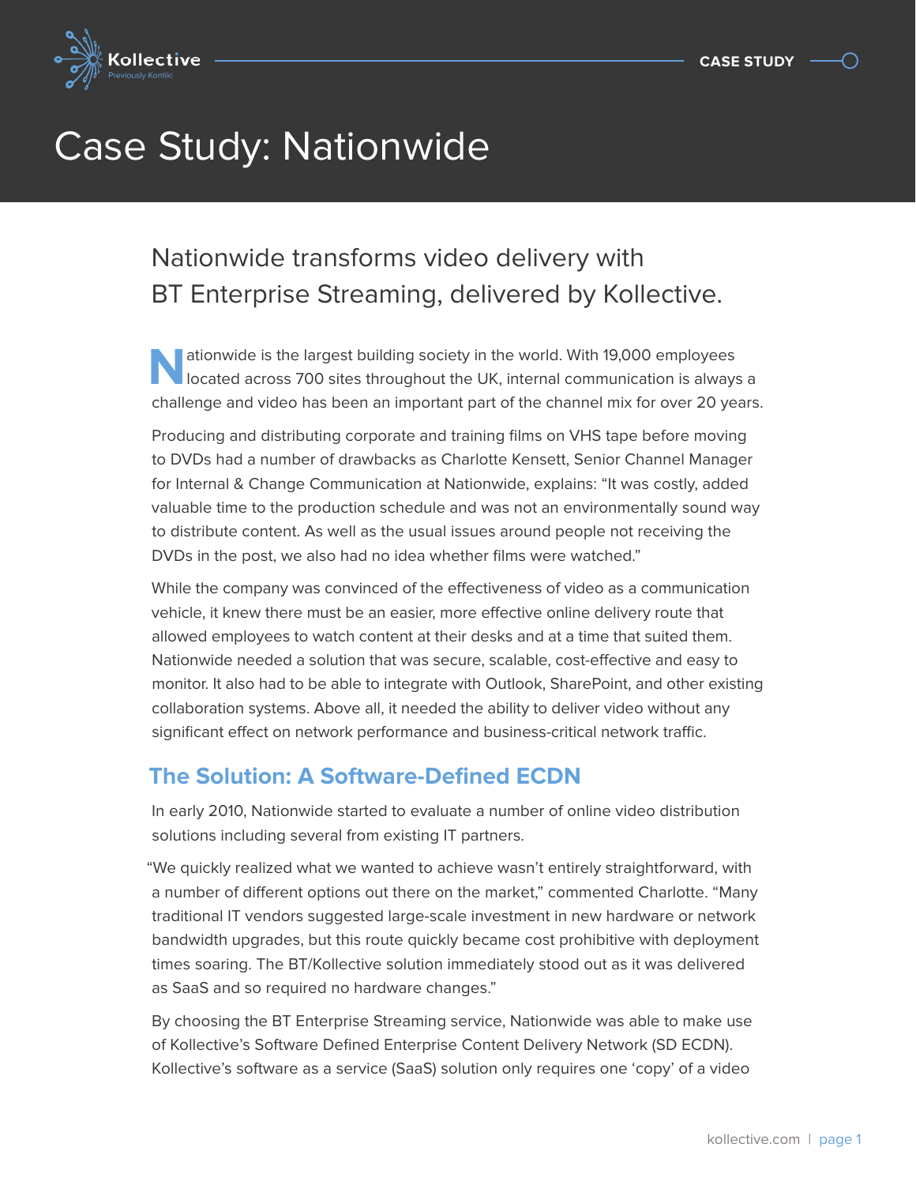# Case Study: Nationwide

## Nationwide transforms video delivery with BT Enterprise Streaming, delivered by Kollective.

Nationwide is the largest building society in the world. With 19,000 employees located across 700 sites throughout the UK, internal communication is always a challenge and video has been an important part of the channel mix for over 20 years.

Producing and distributing corporate and training films on VHS tape before moving to DVDs had a number of drawbacks as Charlotte Kensett, Senior Channel Manager for Internal & Change Communication at Nationwide, explains: "It was costly, added valuable time to the production schedule and was not an environmentally sound way to distribute content. As well as the usual issues around people not receiving the DVDs in the post, we also had no idea whether films were watched."

While the company was convinced of the effectiveness of video as a communication vehicle, it knew there must be an easier, more effective online delivery route that allowed employees to watch content at their desks and at a time that suited them. Nationwide needed a solution that was secure, scalable, cost-effective and easy to monitor. It also had to be able to integrate with Outlook, SharePoint, and other existing collaboration systems. Above all, it needed the ability to deliver video without any significant effect on network performance and business-critical network traffic.

## The Solution: A Software-Defined ECDN

In early 2010, Nationwide started to evaluate a number of online video distribution solutions including several from existing IT partners.

"We quickly realized what we wanted to achieve wasn't entirely straightforward, with a number of different options out there on the market," commented Charlotte. "Many traditional IT vendors suggested large-scale investment in new hardware or network bandwidth upgrades, but this route quickly became cost prohibitive with deployment times soaring. The BT/Kollective solution immediately stood out as it was delivered as SaaS and so required no hardware changes."

By choosing the BT Enterprise Streaming service, Nationwide was able to make use of Kollective's Software Defined Enterprise Content Delivery Network (SD ECDN). Kollective's software as a service (SaaS) solution only requires one 'copy' of a video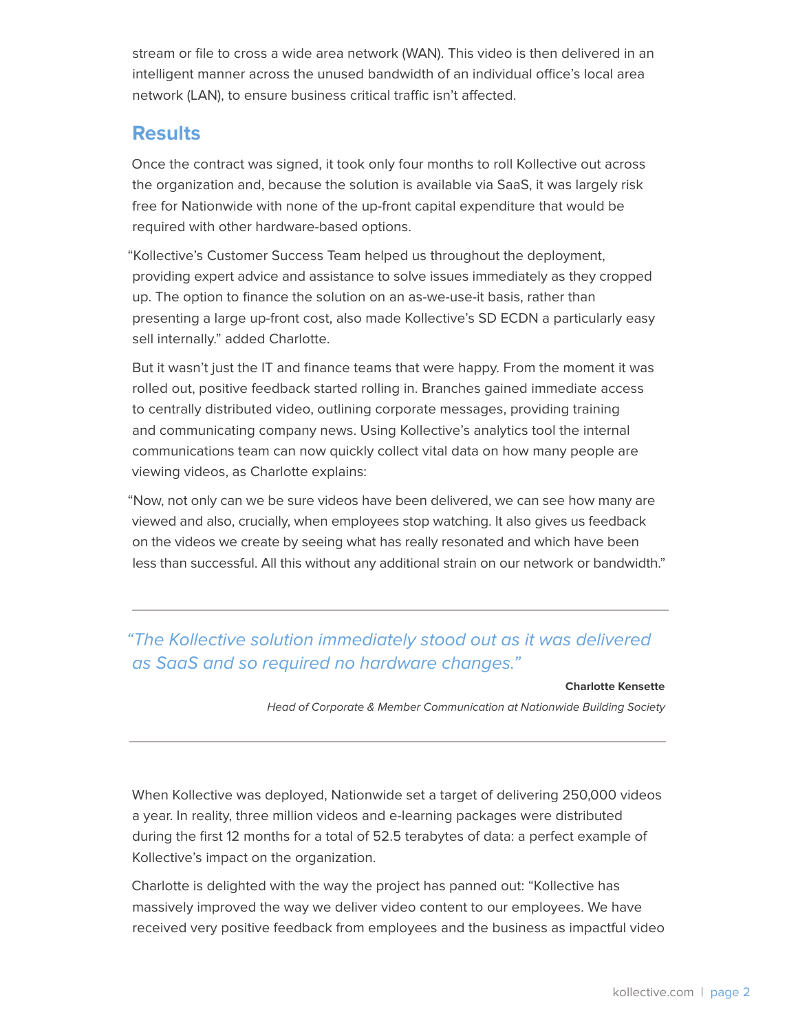stream or file to cross a wide area network (WAN). This video is then delivered in an intelligent manner across the unused bandwidth of an individual office's local area network (LAN), to ensure business critical traffic isn't affected.

## Results

Once the contract was signed, it took only four months to roll Kollective out across the organization and, because the solution is available via SaaS, it was largely risk free for Nationwide with none of the up-front capital expenditure that would be required with other hardware-based options.

"Kollective's Customer Success Team helped us throughout the deployment, providing expert advice and assistance to solve issues immediately as they cropped up. The option to finance the solution on an as-we-use-it basis, rather than presenting a large up-front cost, also made Kollective's SD ECDN a particularly easy sell internally." added Charlotte.

But it wasn't just the IT and finance teams that were happy. From the moment it was rolled out, positive feedback started rolling in. Branches gained immediate access to centrally distributed video, outlining corporate messages, providing training and communicating company news. Using Kollective's analytics tool the internal communications team can now quickly collect vital data on how many people are viewing videos, as Charlotte explains:

"Now, not only can we be sure videos have been delivered, we can see how many are viewed and also, crucially, when employees stop watching. It also gives us feedback on the videos we create by seeing what has really resonated and which have been less than successful. All this without any additional strain on our network or bandwidth."

---

> *"The Kollective solution immediately stood out as it was delivered as SaaS and so required no hardware changes."*
>
> **Charlotte Kensette**
>
> *Head of Corporate & Member Communication at Nationwide Building Society*

---

When Kollective was deployed, Nationwide set a target of delivering 250,000 videos a year. In reality, three million videos and e-learning packages were distributed during the first 12 months for a total of 52.5 terabytes of data: a perfect example of Kollective's impact on the organization.

Charlotte is delighted with the way the project has panned out: "Kollective has massively improved the way we deliver video content to our employees. We have received very positive feedback from employees and the business as impactful video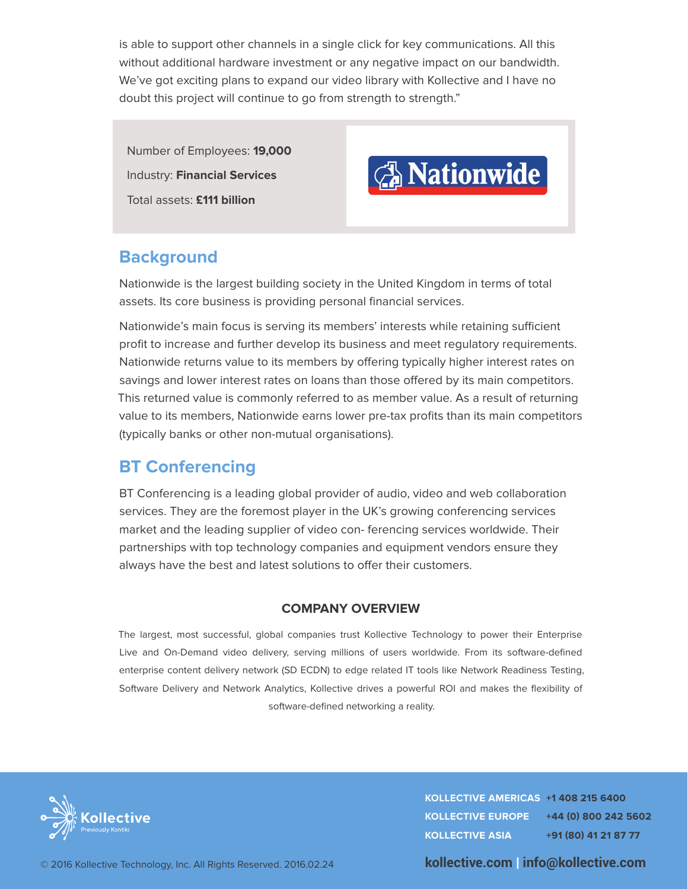is able to support other channels in a single click for key communications. All this without additional hardware investment or any negative impact on our bandwidth. We've got exciting plans to expand our video library with Kollective and I have no doubt this project will continue to go from strength to strength."

Number of Employees: **19,000**

Industry: **Financial Services**

Total assets: **£111 billion**

Nationwide

## Background

Nationwide is the largest building society in the United Kingdom in terms of total assets. Its core business is providing personal financial services.

Nationwide's main focus is serving its members' interests while retaining sufficient profit to increase and further develop its business and meet regulatory requirements. Nationwide returns value to its members by offering typically higher interest rates on savings and lower interest rates on loans than those offered by its main competitors. This returned value is commonly referred to as member value. As a result of returning value to its members, Nationwide earns lower pre-tax profits than its main competitors (typically banks or other non-mutual organisations).

## BT Conferencing

BT Conferencing is a leading global provider of audio, video and web collaboration services. They are the foremost player in the UK's growing conferencing services market and the leading supplier of video con- ferencing services worldwide. Their partnerships with top technology companies and equipment vendors ensure they always have the best and latest solutions to offer their customers.

### COMPANY OVERVIEW

The largest, most successful, global companies trust Kollective Technology to power their Enterprise Live and On-Demand video delivery, serving millions of users worldwide. From its software-defined enterprise content delivery network (SD ECDN) to edge related IT tools like Network Readiness Testing, Software Delivery and Network Analytics, Kollective drives a powerful ROI and makes the flexibility of software-defined networking a reality.

Kollective
Previously Kontiki

**KOLLECTIVE AMERICAS** +1 408 215 6400
**KOLLECTIVE EUROPE** +44 (0) 800 242 5602
**KOLLECTIVE ASIA** +91 (80) 41 21 87 77

© 2016 Kollective Technology, Inc. All Rights Reserved. 2016.02.24

**kollective.com | info@kollective.com**